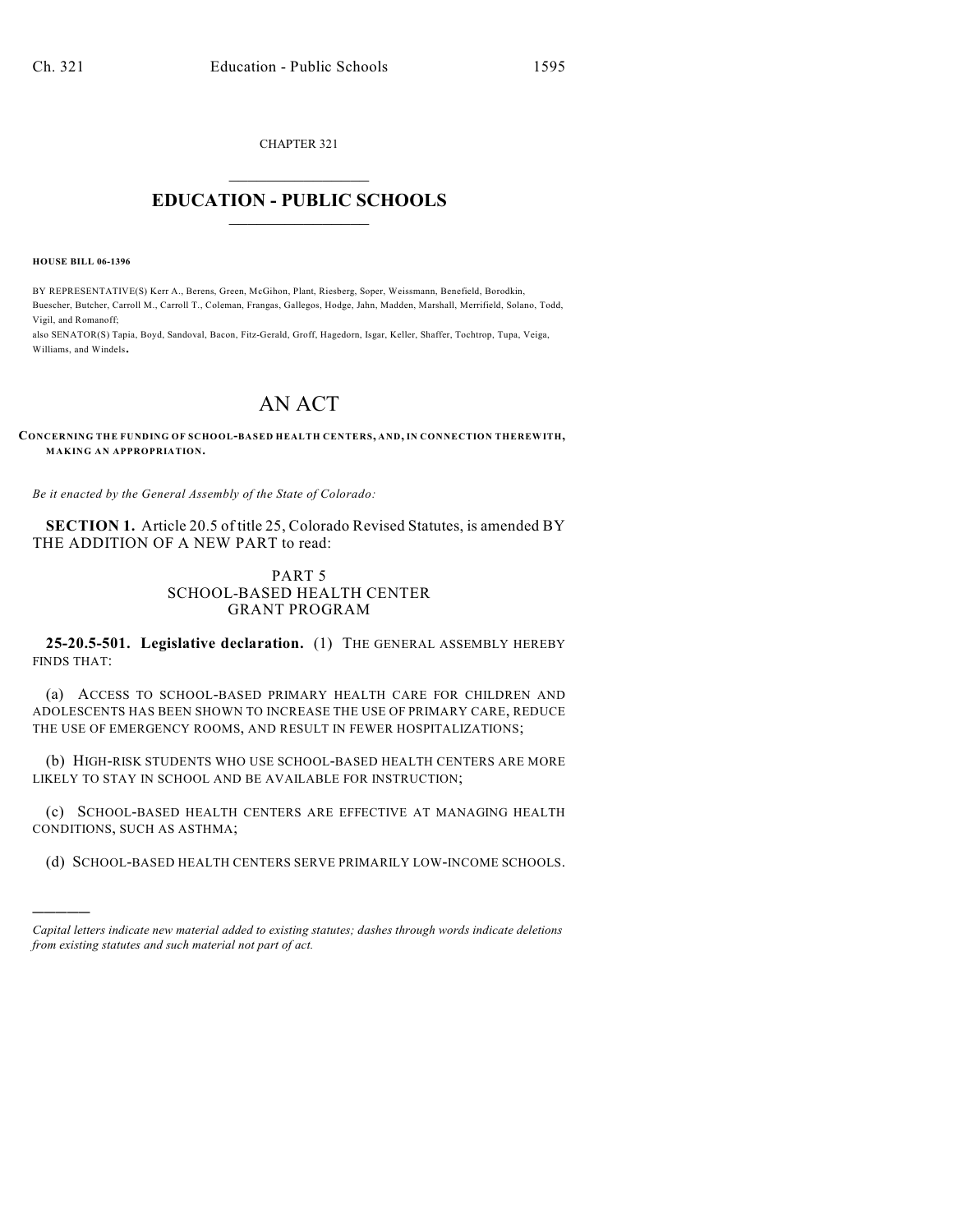CHAPTER 321

# EDUCATION - PUBLIC SCHOOLS

**HOUSE BILL 06-1396**

BY REPRESENTATIVE(S) Kerr A., Berens, Green, McGihon, Plant, Riesberg, Soper, Weissmann, Benefield, Borodkin, Buescher, Butcher, Carroll M., Carroll T., Coleman, Frangas, Gallegos, Hodge, Jahn, Madden, Marshall, Merrifield, Solano, Todd, Vigil, and Romanoff;
also SENATOR(S) Tapia, Boyd, Sandoval, Bacon, Fitz-Gerald, Groff, Hagedorn, Isgar, Keller, Shaffer, Tochtrop, Tupa, Veiga, Williams, and Windels.

# AN ACT

**CONCERNING THE FUNDING OF SCHOOL-BASED HEALTH CENTERS, AND, IN CONNECTION THEREWITH, MAKING AN APPROPRIATION.**

*Be it enacted by the General Assembly of the State of Colorado:*

**SECTION 1.** Article 20.5 of title 25, Colorado Revised Statutes, is amended BY THE ADDITION OF A NEW PART to read:

PART 5
SCHOOL-BASED HEALTH CENTER
GRANT PROGRAM

**25-20.5-501. Legislative declaration.** (1) THE GENERAL ASSEMBLY HEREBY FINDS THAT:

(a) ACCESS TO SCHOOL-BASED PRIMARY HEALTH CARE FOR CHILDREN AND ADOLESCENTS HAS BEEN SHOWN TO INCREASE THE USE OF PRIMARY CARE, REDUCE THE USE OF EMERGENCY ROOMS, AND RESULT IN FEWER HOSPITALIZATIONS;

(b) HIGH-RISK STUDENTS WHO USE SCHOOL-BASED HEALTH CENTERS ARE MORE LIKELY TO STAY IN SCHOOL AND BE AVAILABLE FOR INSTRUCTION;

(c) SCHOOL-BASED HEALTH CENTERS ARE EFFECTIVE AT MANAGING HEALTH CONDITIONS, SUCH AS ASTHMA;

(d) SCHOOL-BASED HEALTH CENTERS SERVE PRIMARILY LOW-INCOME SCHOOLS.

---

*Capital letters indicate new material added to existing statutes; dashes through words indicate deletions from existing statutes and such material not part of act.*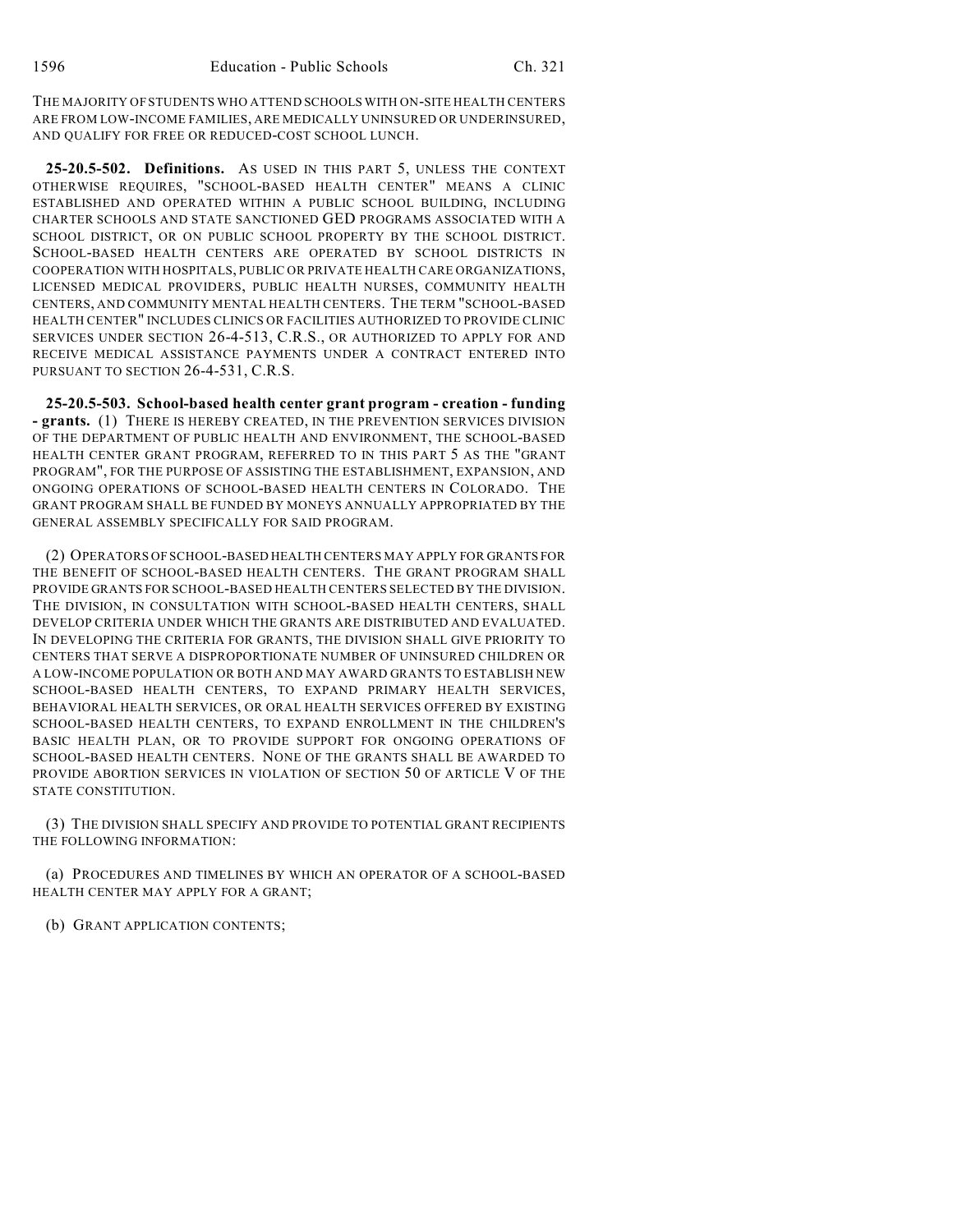THE MAJORITY OF STUDENTS WHO ATTEND SCHOOLS WITH ON-SITE HEALTH CENTERS ARE FROM LOW-INCOME FAMILIES, ARE MEDICALLY UNINSURED OR UNDERINSURED, AND QUALIFY FOR FREE OR REDUCED-COST SCHOOL LUNCH.

**25-20.5-502. Definitions.** AS USED IN THIS PART 5, UNLESS THE CONTEXT OTHERWISE REQUIRES, "SCHOOL-BASED HEALTH CENTER" MEANS A CLINIC ESTABLISHED AND OPERATED WITHIN A PUBLIC SCHOOL BUILDING, INCLUDING CHARTER SCHOOLS AND STATE SANCTIONED GED PROGRAMS ASSOCIATED WITH A SCHOOL DISTRICT, OR ON PUBLIC SCHOOL PROPERTY BY THE SCHOOL DISTRICT. SCHOOL-BASED HEALTH CENTERS ARE OPERATED BY SCHOOL DISTRICTS IN COOPERATION WITH HOSPITALS, PUBLIC OR PRIVATE HEALTH CARE ORGANIZATIONS, LICENSED MEDICAL PROVIDERS, PUBLIC HEALTH NURSES, COMMUNITY HEALTH CENTERS, AND COMMUNITY MENTAL HEALTH CENTERS. THE TERM "SCHOOL-BASED HEALTH CENTER" INCLUDES CLINICS OR FACILITIES AUTHORIZED TO PROVIDE CLINIC SERVICES UNDER SECTION 26-4-513, C.R.S., OR AUTHORIZED TO APPLY FOR AND RECEIVE MEDICAL ASSISTANCE PAYMENTS UNDER A CONTRACT ENTERED INTO PURSUANT TO SECTION 26-4-531, C.R.S.

**25-20.5-503. School-based health center grant program - creation - funding - grants.** (1) THERE IS HEREBY CREATED, IN THE PREVENTION SERVICES DIVISION OF THE DEPARTMENT OF PUBLIC HEALTH AND ENVIRONMENT, THE SCHOOL-BASED HEALTH CENTER GRANT PROGRAM, REFERRED TO IN THIS PART 5 AS THE "GRANT PROGRAM", FOR THE PURPOSE OF ASSISTING THE ESTABLISHMENT, EXPANSION, AND ONGOING OPERATIONS OF SCHOOL-BASED HEALTH CENTERS IN COLORADO. THE GRANT PROGRAM SHALL BE FUNDED BY MONEYS ANNUALLY APPROPRIATED BY THE GENERAL ASSEMBLY SPECIFICALLY FOR SAID PROGRAM.

(2) OPERATORS OF SCHOOL-BASED HEALTH CENTERS MAY APPLY FOR GRANTS FOR THE BENEFIT OF SCHOOL-BASED HEALTH CENTERS. THE GRANT PROGRAM SHALL PROVIDE GRANTS FOR SCHOOL-BASED HEALTH CENTERS SELECTED BY THE DIVISION. THE DIVISION, IN CONSULTATION WITH SCHOOL-BASED HEALTH CENTERS, SHALL DEVELOP CRITERIA UNDER WHICH THE GRANTS ARE DISTRIBUTED AND EVALUATED. IN DEVELOPING THE CRITERIA FOR GRANTS, THE DIVISION SHALL GIVE PRIORITY TO CENTERS THAT SERVE A DISPROPORTIONATE NUMBER OF UNINSURED CHILDREN OR A LOW-INCOME POPULATION OR BOTH AND MAY AWARD GRANTS TO ESTABLISH NEW SCHOOL-BASED HEALTH CENTERS, TO EXPAND PRIMARY HEALTH SERVICES, BEHAVIORAL HEALTH SERVICES, OR ORAL HEALTH SERVICES OFFERED BY EXISTING SCHOOL-BASED HEALTH CENTERS, TO EXPAND ENROLLMENT IN THE CHILDREN'S BASIC HEALTH PLAN, OR TO PROVIDE SUPPORT FOR ONGOING OPERATIONS OF SCHOOL-BASED HEALTH CENTERS. NONE OF THE GRANTS SHALL BE AWARDED TO PROVIDE ABORTION SERVICES IN VIOLATION OF SECTION 50 OF ARTICLE V OF THE STATE CONSTITUTION.

(3) THE DIVISION SHALL SPECIFY AND PROVIDE TO POTENTIAL GRANT RECIPIENTS THE FOLLOWING INFORMATION:

(a) PROCEDURES AND TIMELINES BY WHICH AN OPERATOR OF A SCHOOL-BASED HEALTH CENTER MAY APPLY FOR A GRANT;

(b) GRANT APPLICATION CONTENTS;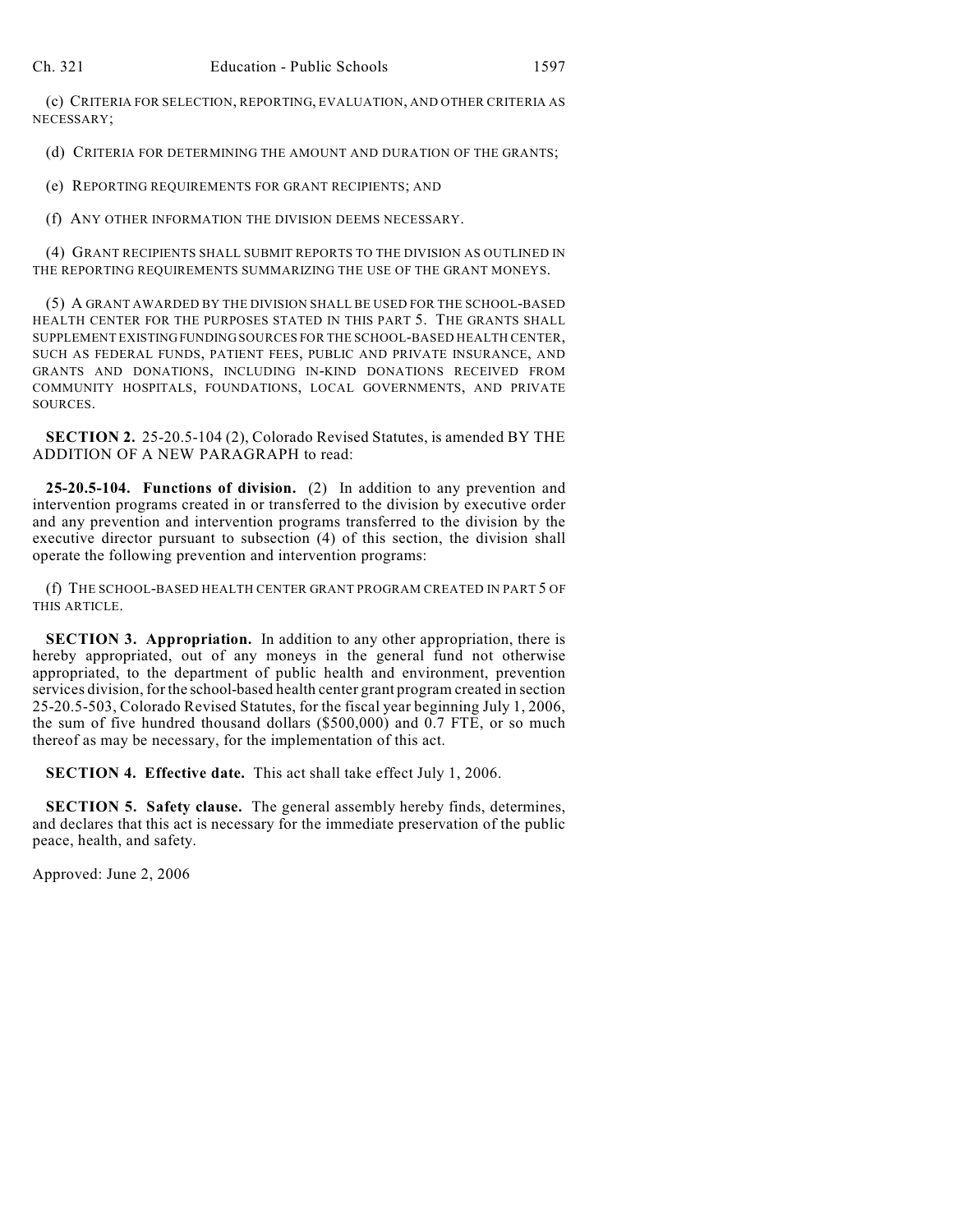(c) CRITERIA FOR SELECTION, REPORTING, EVALUATION, AND OTHER CRITERIA AS NECESSARY;

(d) CRITERIA FOR DETERMINING THE AMOUNT AND DURATION OF THE GRANTS;

(e) REPORTING REQUIREMENTS FOR GRANT RECIPIENTS; AND

(f) ANY OTHER INFORMATION THE DIVISION DEEMS NECESSARY.

(4) GRANT RECIPIENTS SHALL SUBMIT REPORTS TO THE DIVISION AS OUTLINED IN THE REPORTING REQUIREMENTS SUMMARIZING THE USE OF THE GRANT MONEYS.

(5) A GRANT AWARDED BY THE DIVISION SHALL BE USED FOR THE SCHOOL-BASED HEALTH CENTER FOR THE PURPOSES STATED IN THIS PART 5. THE GRANTS SHALL SUPPLEMENT EXISTING FUNDING SOURCES FOR THE SCHOOL-BASED HEALTH CENTER, SUCH AS FEDERAL FUNDS, PATIENT FEES, PUBLIC AND PRIVATE INSURANCE, AND GRANTS AND DONATIONS, INCLUDING IN-KIND DONATIONS RECEIVED FROM COMMUNITY HOSPITALS, FOUNDATIONS, LOCAL GOVERNMENTS, AND PRIVATE SOURCES.

**SECTION 2.** 25-20.5-104 (2), Colorado Revised Statutes, is amended BY THE ADDITION OF A NEW PARAGRAPH to read:

**25-20.5-104. Functions of division.** (2) In addition to any prevention and intervention programs created in or transferred to the division by executive order and any prevention and intervention programs transferred to the division by the executive director pursuant to subsection (4) of this section, the division shall operate the following prevention and intervention programs:

(f) THE SCHOOL-BASED HEALTH CENTER GRANT PROGRAM CREATED IN PART 5 OF THIS ARTICLE.

**SECTION 3. Appropriation.** In addition to any other appropriation, there is hereby appropriated, out of any moneys in the general fund not otherwise appropriated, to the department of public health and environment, prevention services division, for the school-based health center grant program created in section 25-20.5-503, Colorado Revised Statutes, for the fiscal year beginning July 1, 2006, the sum of five hundred thousand dollars ($500,000) and 0.7 FTE, or so much thereof as may be necessary, for the implementation of this act.

**SECTION 4. Effective date.** This act shall take effect July 1, 2006.

**SECTION 5. Safety clause.** The general assembly hereby finds, determines, and declares that this act is necessary for the immediate preservation of the public peace, health, and safety.

Approved: June 2, 2006